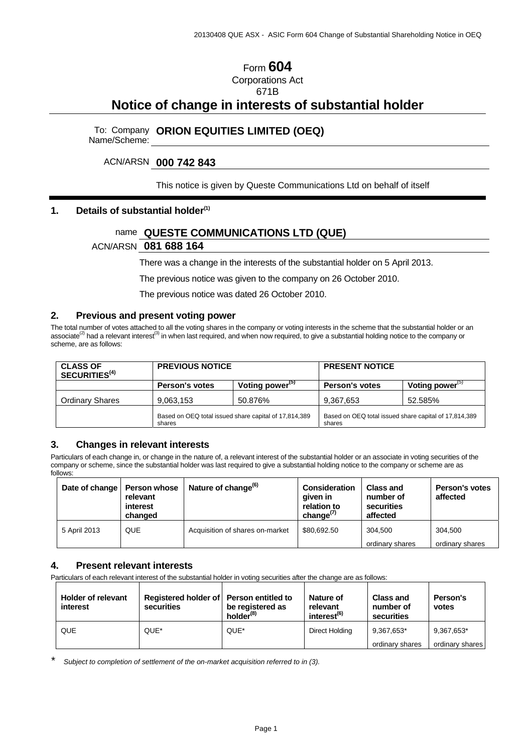# Form 604

Corporations Act
671B

## Notice of change in interests of substantial holder

To: Company Name/Scheme: **ORION EQUITIES LIMITED (OEQ)**

ACN/ARSN **000 742 843**

This notice is given by Queste Communications Ltd on behalf of itself

### 1. Details of substantial holder[(1)]

name **QUESTE COMMUNICATIONS LTD (QUE)**

ACN/ARSN **081 688 164**

There was a change in the interests of the substantial holder on 5 April 2013.

The previous notice was given to the company on 26 October 2010.

The previous notice was dated 26 October 2010.

### 2. Previous and present voting power

The total number of votes attached to all the voting shares in the company or voting interests in the scheme that the substantial holder or an associate[(2)] had a relevant interest[(3)] in when last required, and when now required, to give a substantial holding notice to the company or scheme, are as follows:

| CLASS OF SECURITIES[(4)] | PREVIOUS NOTICE | | PRESENT NOTICE | |
|---|---|---|---|---|
| | Person's votes | Voting power[(5)] | Person's votes | Voting power[(5)] |
| Ordinary Shares | 9,063,153 | 50.876% | 9,367,653 | 52.585% |
| | Based on OEQ total issued share capital of 17,814,389 shares | | Based on OEQ total issued share capital of 17,814,389 shares | |

### 3. Changes in relevant interests

Particulars of each change in, or change in the nature of, a relevant interest of the substantial holder or an associate in voting securities of the company or scheme, since the substantial holder was last required to give a substantial holding notice to the company or scheme are as follows:

| Date of change | Person whose relevant interest changed | Nature of change[(6)] | Consideration given in relation to change[(7)] | Class and number of securities affected | Person's votes affected |
|---|---|---|---|---|---|
| 5 April 2013 | QUE | Acquisition of shares on-market | $80,692.50 | 304,500 ordinary shares | 304,500 ordinary shares |

### 4. Present relevant interests

Particulars of each relevant interest of the substantial holder in voting securities after the change are as follows:

| Holder of relevant interest | Registered holder of securities | Person entitled to be registered as holder[(8)] | Nature of relevant interest[(6)] | Class and number of securities | Person's votes |
|---|---|---|---|---|---|
| QUE | QUE* | QUE* | Direct Holding | 9,367,653* ordinary shares | 9,367,653* ordinary shares |

\* *Subject to completion of settlement of the on-market acquisition referred to in (3).*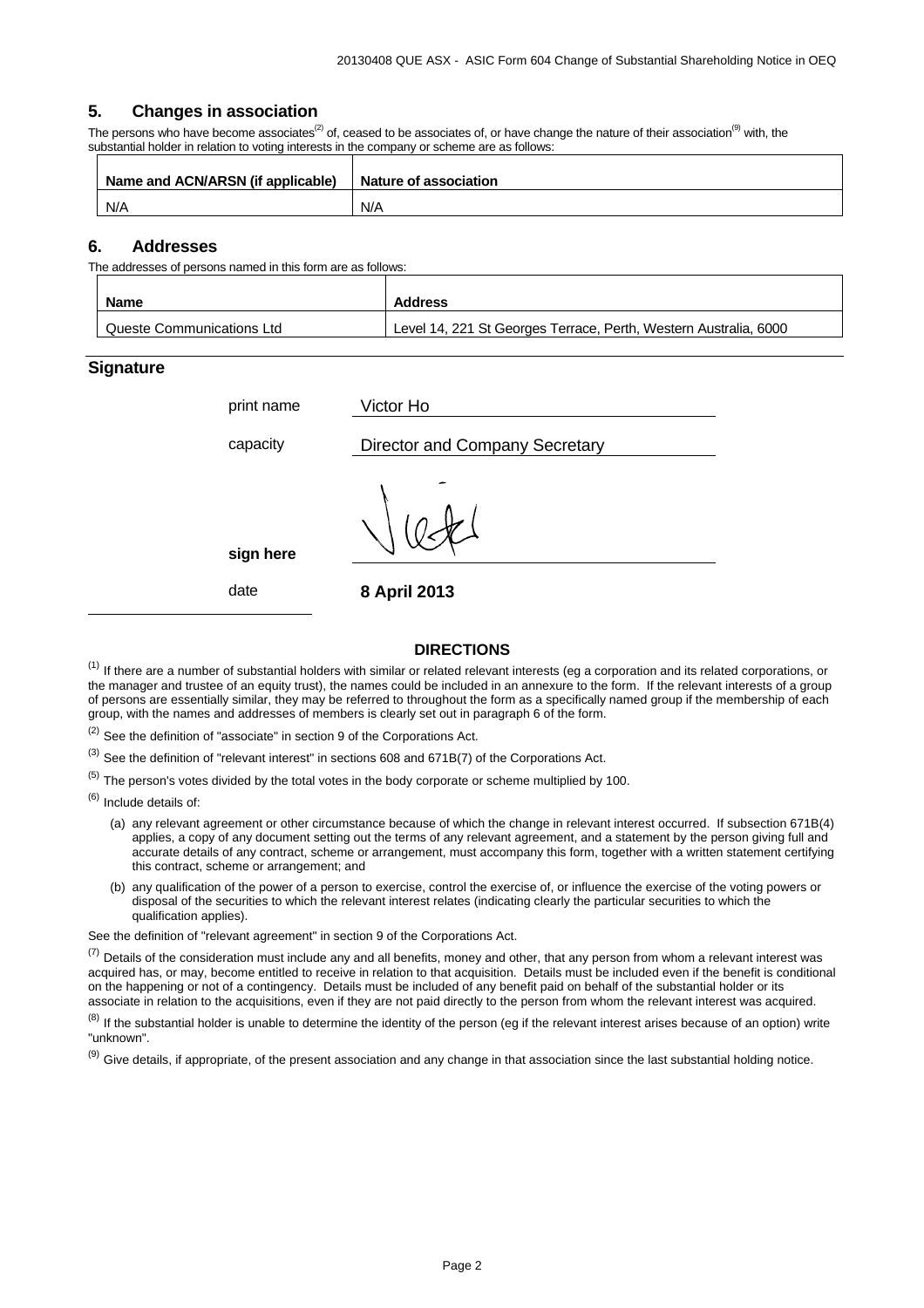## 5. Changes in association

The persons who have become associates[2] of, ceased to be associates of, or have change the nature of their association[9] with, the substantial holder in relation to voting interests in the company or scheme are as follows:

| Name and ACN/ARSN (if applicable) | Nature of association |
|---|---|
| N/A | N/A |

## 6. Addresses

The addresses of persons named in this form are as follows:

| Name | Address |
|---|---|
| Queste Communications Ltd | Level 14, 221 St Georges Terrace, Perth, Western Australia, 6000 |

## Signature

print name Victor Ho

capacity Director and Company Secretary

**sign here**

date **8 April 2013**

### DIRECTIONS

[1] If there are a number of substantial holders with similar or related relevant interests (eg a corporation and its related corporations, or the manager and trustee of an equity trust), the names could be included in an annexure to the form. If the relevant interests of a group of persons are essentially similar, they may be referred to throughout the form as a specifically named group if the membership of each group, with the names and addresses of members is clearly set out in paragraph 6 of the form.

[2] See the definition of "associate" in section 9 of the Corporations Act.

[3] See the definition of "relevant interest" in sections 608 and 671B(7) of the Corporations Act.

[5] The person's votes divided by the total votes in the body corporate or scheme multiplied by 100.

[6] Include details of:

(a) any relevant agreement or other circumstance because of which the change in relevant interest occurred. If subsection 671B(4) applies, a copy of any document setting out the terms of any relevant agreement, and a statement by the person giving full and accurate details of any contract, scheme or arrangement, must accompany this form, together with a written statement certifying this contract, scheme or arrangement; and

(b) any qualification of the power of a person to exercise, control the exercise of, or influence the exercise of the voting powers or disposal of the securities to which the relevant interest relates (indicating clearly the particular securities to which the qualification applies).

See the definition of "relevant agreement" in section 9 of the Corporations Act.

[7] Details of the consideration must include any and all benefits, money and other, that any person from whom a relevant interest was acquired has, or may, become entitled to receive in relation to that acquisition. Details must be included even if the benefit is conditional on the happening or not of a contingency. Details must be included of any benefit paid on behalf of the substantial holder or its associate in relation to the acquisitions, even if they are not paid directly to the person from whom the relevant interest was acquired.

[8] If the substantial holder is unable to determine the identity of the person (eg if the relevant interest arises because of an option) write "unknown".

[9] Give details, if appropriate, of the present association and any change in that association since the last substantial holding notice.